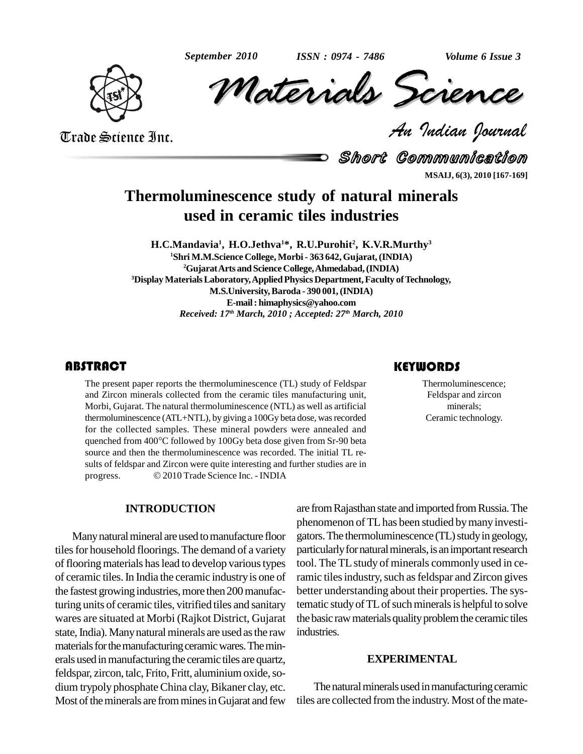# Thermoluminescence study of natural minerals used in ceramic tiles industries

**H.C.Mandavia[1], H.O.Jethva[1]\*, R.U.Purohit[2], K.V.R.Murthy[3]**

[1]Shri M.M.Science College, Morbi - 363 642, Gujarat, (INDIA)

[2]Gujarat Arts and Science College, Ahmedabad, (INDIA)

[3]Display Materials Laboratory, Applied Physics Department, Faculty of Technology, M.S.University, Baroda - 390 001, (INDIA)

E-mail : himaphysics@yahoo.com

*Received: 17th March, 2010 ; Accepted: 27th March, 2010*

## ABSTRACT

The present paper reports the thermoluminescence (TL) study of Feldspar and Zircon minerals collected from the ceramic tiles manufacturing unit, Morbi, Gujarat. The natural thermoluminescence (NTL) as well as artificial thermoluminescence (ATL+NTL), by giving a 100Gy beta dose, was recorded for the collected samples. These mineral powders were annealed and quenched from 400°C followed by 100Gy beta dose given from Sr-90 beta source and then the thermoluminescence was recorded. The initial TL results of feldspar and Zircon were quite interesting and further studies are in progress. © 2010 Trade Science Inc. - INDIA

## KEYWORDS

Thermoluminescence;
Feldspar and zircon minerals;
Ceramic technology.

## INTRODUCTION

Many natural mineral are used to manufacture floor tiles for household floorings. The demand of a variety of flooring materials has lead to develop various types of ceramic tiles. In India the ceramic industry is one of the fastest growing industries, more then 200 manufacturing units of ceramic tiles, vitrified tiles and sanitary wares are situated at Morbi (Rajkot District, Gujarat state, India). Many natural minerals are used as the raw materials for the manufacturing ceramic wares. The minerals used in manufacturing the ceramic tiles are quartz, feldspar, zircon, talc, Frito, Fritt, aluminium oxide, sodium trypoly phosphate China clay, Bikaner clay, etc. Most of the minerals are from mines in Gujarat and few are from Rajasthan state and imported from Russia. The phenomenon of TL has been studied by many investigators. The thermoluminescence (TL) study in geology, particularly for natural minerals, is an important research tool. The TL study of minerals commonly used in ceramic tiles industry, such as feldspar and Zircon gives better understanding about their properties. The systematic study of TL of such minerals is helpful to solve the basic raw materials quality problem the ceramic tiles industries.

## EXPERIMENTAL

The natural minerals used in manufacturing ceramic tiles are collected from the industry. Most of the mate-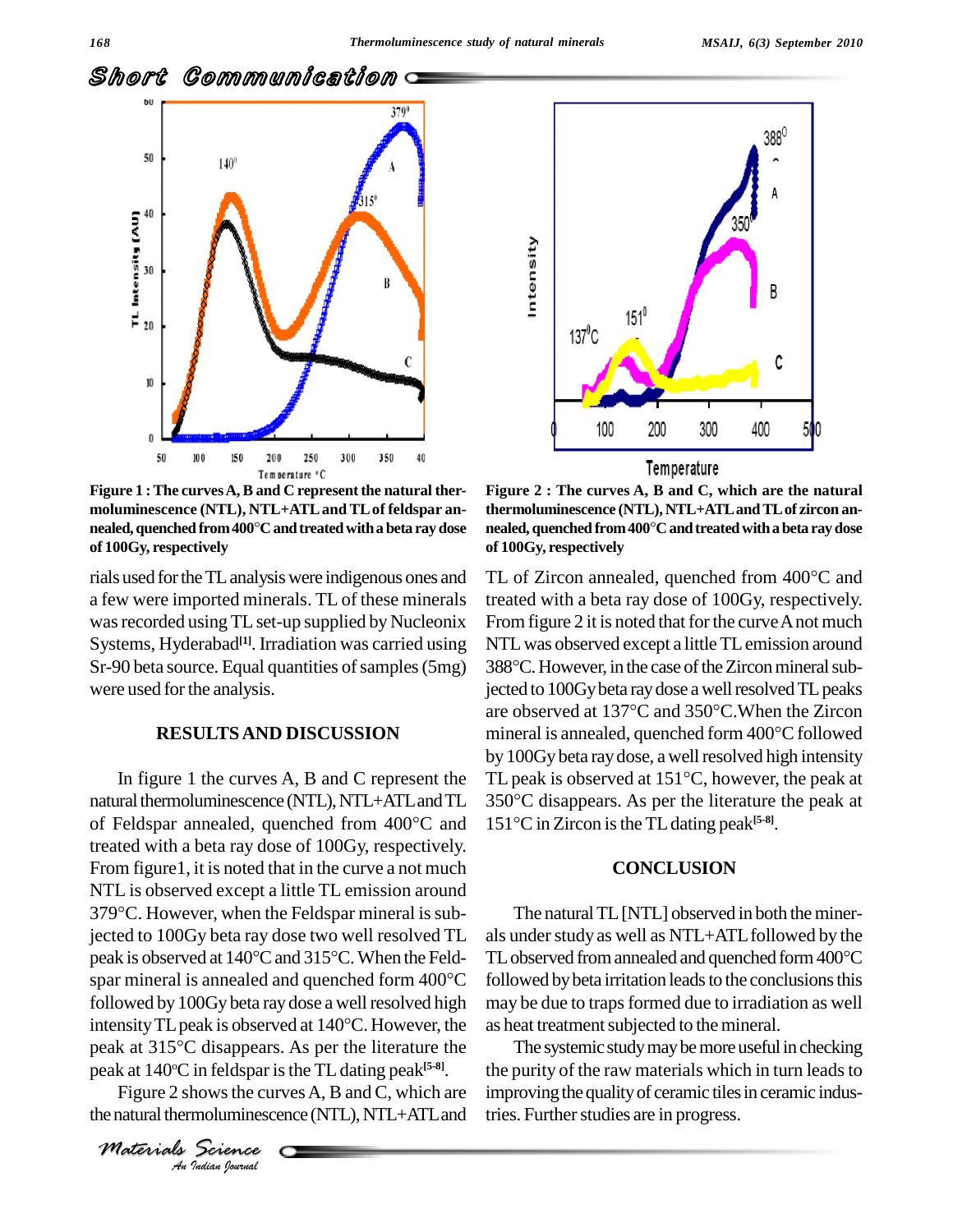Figure 1 : The curves A, B and C represent the natural thermoluminescence (NTL), NTL+ATL and TL of feldspar annealed, quenched from 400°C and treated with a beta ray dose of 100Gy, respectively

Figure 2 : The curves A, B and C, which are the natural thermoluminescence (NTL), NTL+ATL and TL of zircon annealed, quenched from 400°C and treated with a beta ray dose of 100Gy, respectively

rials used for the TL analysis were indigenous ones and a few were imported minerals. TL of these minerals was recorded using TL set-up supplied by Nucleonix Systems, Hyderabad[1]. Irradiation was carried using Sr-90 beta source. Equal quantities of samples (5mg) were used for the analysis.

## RESULTS AND DISCUSSION

In figure 1 the curves A, B and C represent the natural thermoluminescence (NTL), NTL+ATL and TL of Feldspar annealed, quenched from 400°C and treated with a beta ray dose of 100Gy, respectively. From figure1, it is noted that in the curve a not much NTL is observed except a little TL emission around 379°C. However, when the Feldspar mineral is subjected to 100Gy beta ray dose two well resolved TL peak is observed at 140°C and 315°C. When the Feldspar mineral is annealed and quenched form 400°C followed by 100Gy beta ray dose a well resolved high intensity TL peak is observed at 140°C. However, the peak at 315°C disappears. As per the literature the peak at 140°C in feldspar is the TL dating peak[5-8].

Figure 2 shows the curves A, B and C, which are the natural thermoluminescence (NTL), NTL+ATL and TL of Zircon annealed, quenched from 400°C and treated with a beta ray dose of 100Gy, respectively. From figure 2 it is noted that for the curve A not much NTL was observed except a little TL emission around 388°C. However, in the case of the Zircon mineral subjected to 100Gy beta ray dose a well resolved TL peaks are observed at 137°C and 350°C.When the Zircon mineral is annealed, quenched form 400°C followed by 100Gy beta ray dose, a well resolved high intensity TL peak is observed at 151°C, however, the peak at 350°C disappears. As per the literature the peak at 151°C in Zircon is the TL dating peak[5-8].

## CONCLUSION

The natural TL [NTL] observed in both the minerals under study as well as NTL+ATL followed by the TL observed from annealed and quenched form 400°C followed by beta irritation leads to the conclusions this may be due to traps formed due to irradiation as well as heat treatment subjected to the mineral.

The systemic study may be more useful in checking the purity of the raw materials which in turn leads to improving the quality of ceramic tiles in ceramic industries. Further studies are in progress.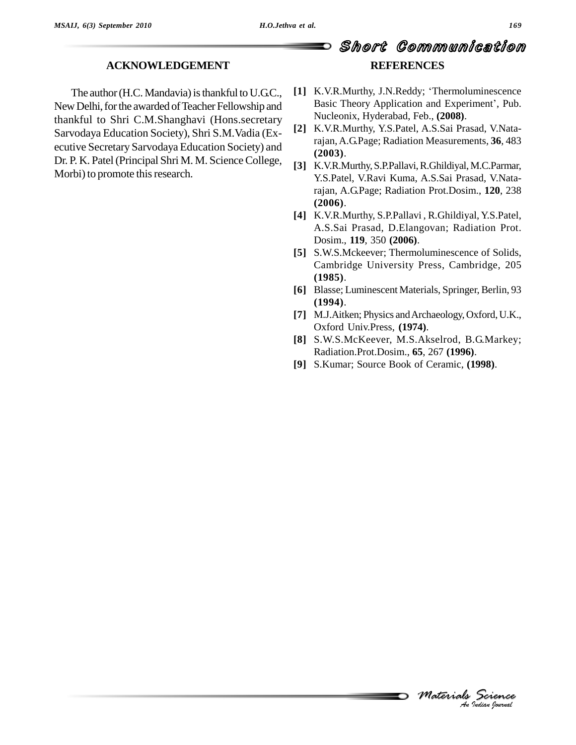## ACKNOWLEDGEMENT

The author (H.C. Mandavia) is thankful to U.G.C., New Delhi, for the awarded of Teacher Fellowship and thankful to Shri C.M.Shanghavi (Hons.secretary Sarvodaya Education Society), Shri S.M.Vadia (Executive Secretary Sarvodaya Education Society) and Dr. P. K. Patel (Principal Shri M. M. Science College, Morbi) to promote this research.

## REFERENCES

**[1]** K.V.R.Murthy, J.N.Reddy; 'Thermoluminescence Basic Theory Application and Experiment', Pub. Nucleonix, Hyderabad, Feb., **(2008)**.

**[2]** K.V.R.Murthy, Y.S.Patel, A.S.Sai Prasad, V.Natarajan, A.G.Page; Radiation Measurements, **36**, 483 **(2003)**.

**[3]** K.V.R.Murthy, S.P.Pallavi, R.Ghildiyal, M.C.Parmar, Y.S.Patel, V.Ravi Kuma, A.S.Sai Prasad, V.Natarajan, A.G.Page; Radiation Prot.Dosim., **120**, 238 **(2006)**.

**[4]** K.V.R.Murthy, S.P.Pallavi , R.Ghildiyal, Y.S.Patel, A.S.Sai Prasad, D.Elangovan; Radiation Prot. Dosim., **119**, 350 **(2006)**.

**[5]** S.W.S.Mckeever; Thermoluminescence of Solids, Cambridge University Press, Cambridge, 205 **(1985)**.

**[6]** Blasse; Luminescent Materials, Springer, Berlin, 93 **(1994)**.

**[7]** M.J.Aitken; Physics and Archaeology, Oxford, U.K., Oxford Univ.Press, **(1974)**.

**[8]** S.W.S.McKeever, M.S.Akselrod, B.G.Markey; Radiation.Prot.Dosim., **65**, 267 **(1996)**.

**[9]** S.Kumar; Source Book of Ceramic, **(1998)**.